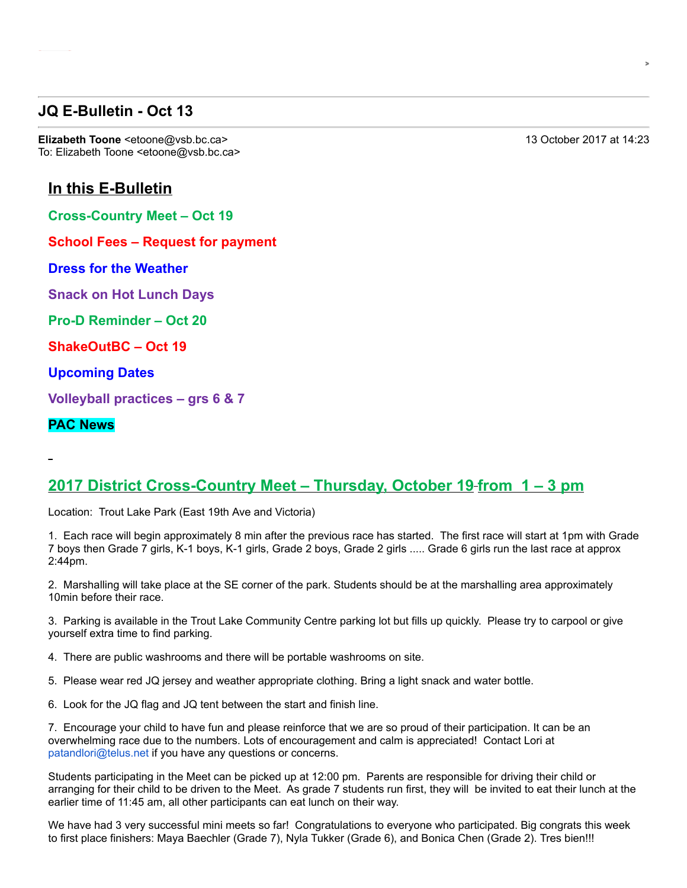## JQ E-Bulletin - Oct 13

**Elizabeth Toone** <etoone@vsb.bc.ca> 13 October 2017 at 14:23
To: Elizabeth Toone <etoone@vsb.bc.ca>

## In this E-Bulletin

**Cross-Country Meet – Oct 19**

**School Fees – Request for payment**

**Dress for the Weather**

**Snack on Hot Lunch Days**

**Pro-D Reminder – Oct 20**

**ShakeOutBC – Oct 19**

**Upcoming Dates**

**Volleyball practices – grs 6 & 7**

**PAC News**

## 2017 District Cross-Country Meet – Thursday, October 19 from 1 – 3 pm

Location: Trout Lake Park (East 19th Ave and Victoria)

1. Each race will begin approximately 8 min after the previous race has started. The first race will start at 1pm with Grade 7 boys then Grade 7 girls, K-1 boys, K-1 girls, Grade 2 boys, Grade 2 girls ..... Grade 6 girls run the last race at approx 2:44pm.

2. Marshalling will take place at the SE corner of the park. Students should be at the marshalling area approximately 10min before their race.

3. Parking is available in the Trout Lake Community Centre parking lot but fills up quickly. Please try to carpool or give yourself extra time to find parking.

4. There are public washrooms and there will be portable washrooms on site.

5. Please wear red JQ jersey and weather appropriate clothing. Bring a light snack and water bottle.

6. Look for the JQ flag and JQ tent between the start and finish line.

7. Encourage your child to have fun and please reinforce that we are so proud of their participation. It can be an overwhelming race due to the numbers. Lots of encouragement and calm is appreciated! Contact Lori at patandlori@telus.net if you have any questions or concerns.

Students participating in the Meet can be picked up at 12:00 pm. Parents are responsible for driving their child or arranging for their child to be driven to the Meet. As grade 7 students run first, they will be invited to eat their lunch at the earlier time of 11:45 am, all other participants can eat lunch on their way.

We have had 3 very successful mini meets so far! Congratulations to everyone who participated. Big congrats this week to first place finishers: Maya Baechler (Grade 7), Nyla Tukker (Grade 6), and Bonica Chen (Grade 2). Tres bien!!!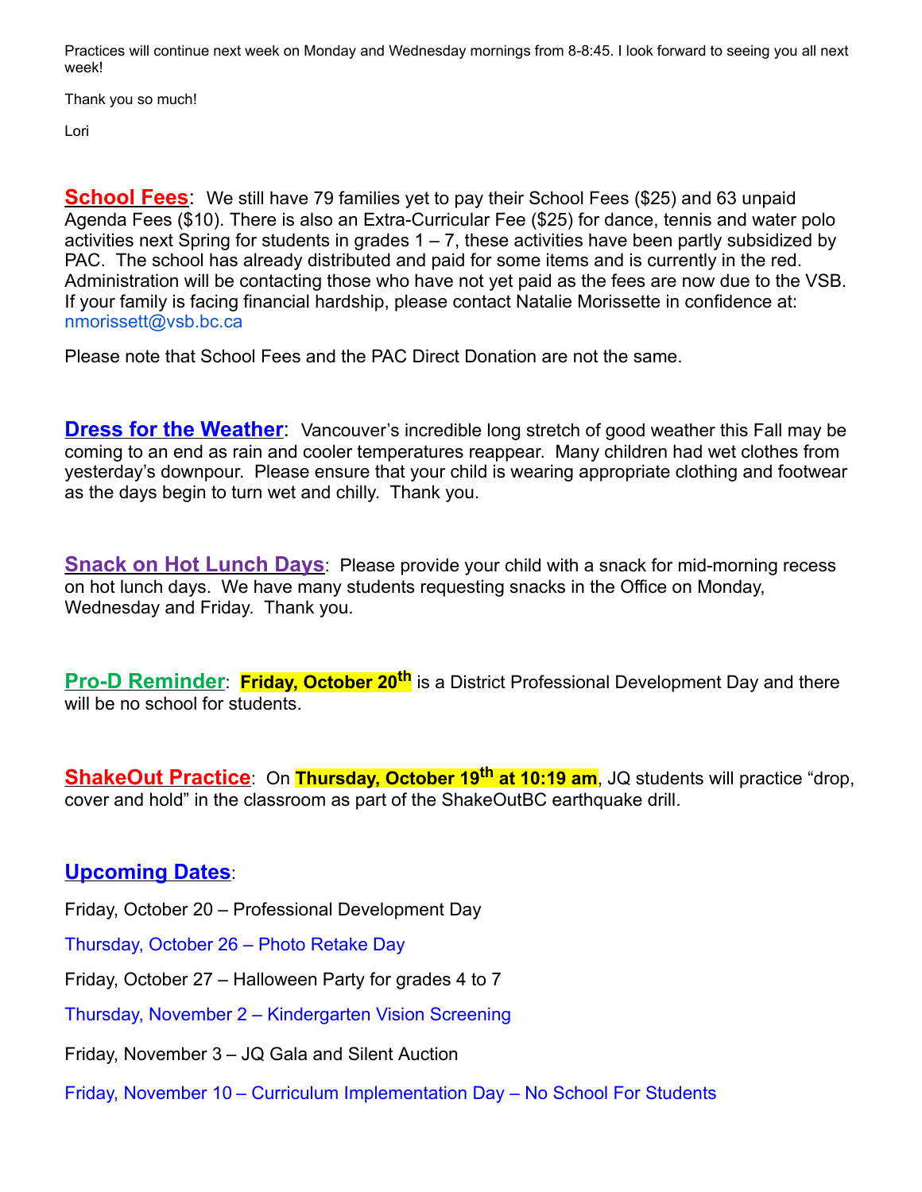Practices will continue next week on Monday and Wednesday mornings from 8-8:45. I look forward to seeing you all next week!

Thank you so much!

Lori

**School Fees**: We still have 79 families yet to pay their School Fees ($25) and 63 unpaid Agenda Fees ($10). There is also an Extra-Curricular Fee ($25) for dance, tennis and water polo activities next Spring for students in grades 1 – 7, these activities have been partly subsidized by PAC. The school has already distributed and paid for some items and is currently in the red. Administration will be contacting those who have not yet paid as the fees are now due to the VSB. If your family is facing financial hardship, please contact Natalie Morissette in confidence at: nmorissett@vsb.bc.ca

Please note that School Fees and the PAC Direct Donation are not the same.

**Dress for the Weather**: Vancouver's incredible long stretch of good weather this Fall may be coming to an end as rain and cooler temperatures reappear. Many children had wet clothes from yesterday's downpour. Please ensure that your child is wearing appropriate clothing and footwear as the days begin to turn wet and chilly. Thank you.

**Snack on Hot Lunch Days**: Please provide your child with a snack for mid-morning recess on hot lunch days. We have many students requesting snacks in the Office on Monday, Wednesday and Friday. Thank you.

**Pro-D Reminder**: **Friday, October 20th** is a District Professional Development Day and there will be no school for students.

**ShakeOut Practice**: On **Thursday, October 19th at 10:19 am**, JQ students will practice "drop, cover and hold" in the classroom as part of the ShakeOutBC earthquake drill.

**Upcoming Dates**:

Friday, October 20 – Professional Development Day

Thursday, October 26 – Photo Retake Day

Friday, October 27 – Halloween Party for grades 4 to 7

Thursday, November 2 – Kindergarten Vision Screening

Friday, November 3 – JQ Gala and Silent Auction

Friday, November 10 – Curriculum Implementation Day – No School For Students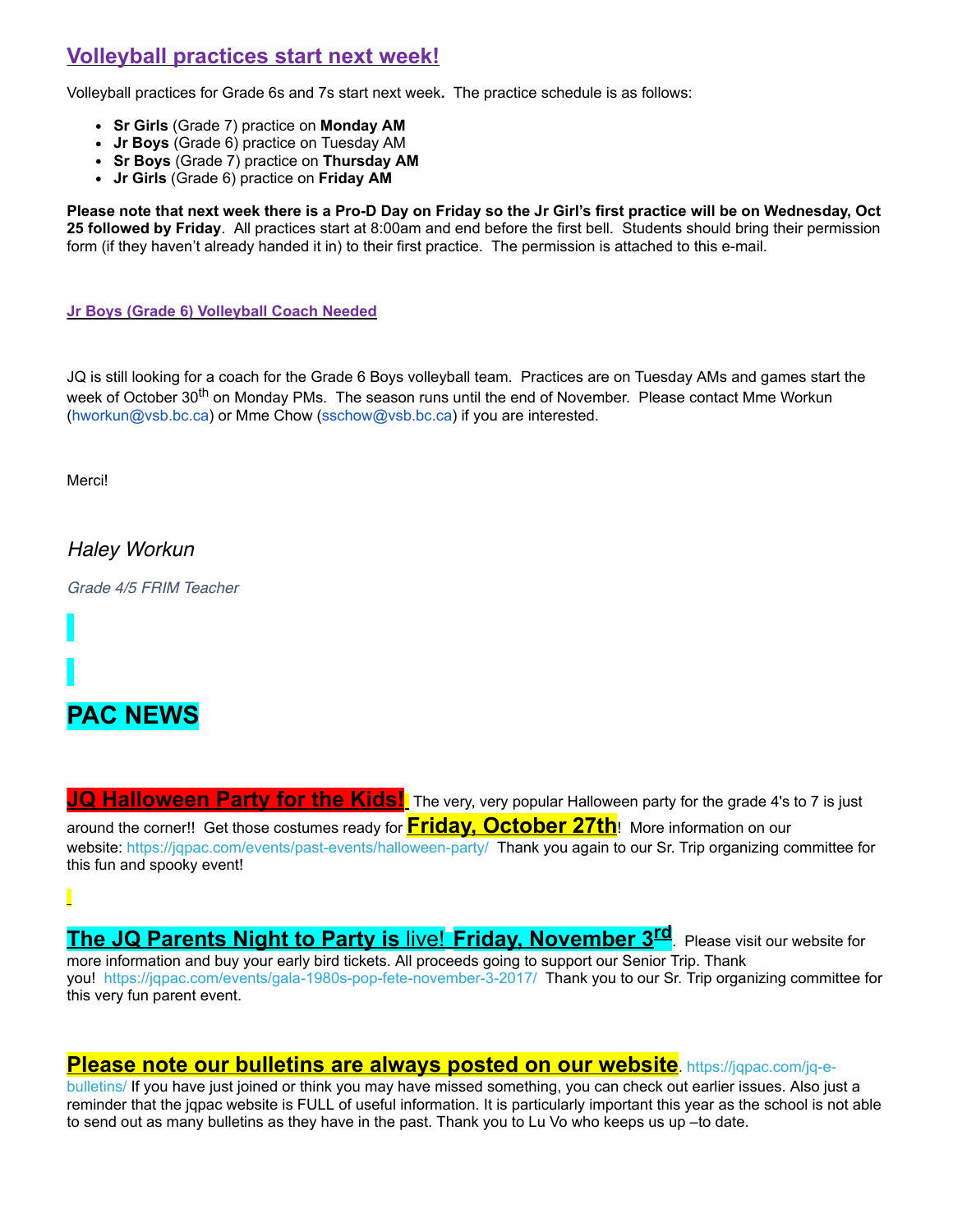## Volleyball practices start next week!

Volleyball practices for Grade 6s and 7s start next week**.** The practice schedule is as follows:

- **Sr Girls** (Grade 7) practice on **Monday AM**
- **Jr Boys** (Grade 6) practice on Tuesday AM
- **Sr Boys** (Grade 7) practice on **Thursday AM**
- **Jr Girls** (Grade 6) practice on **Friday AM**

**Please note that next week there is a Pro-D Day on Friday so the Jr Girl's first practice will be on Wednesday, Oct 25 followed by Friday**. All practices start at 8:00am and end before the first bell. Students should bring their permission form (if they haven't already handed it in) to their first practice. The permission is attached to this e-mail.

### Jr Boys (Grade 6) Volleyball Coach Needed

JQ is still looking for a coach for the Grade 6 Boys volleyball team. Practices are on Tuesday AMs and games start the week of October 30th on Monday PMs. The season runs until the end of November. Please contact Mme Workun (hworkun@vsb.bc.ca) or Mme Chow (sschow@vsb.bc.ca) if you are interested.

Merci!

*Haley Workun*

*Grade 4/5 FRIM Teacher*

# PAC NEWS

**JQ Halloween Party for the Kids!** The very, very popular Halloween party for the grade 4's to 7 is just around the corner!! Get those costumes ready for **Friday, October 27th**! More information on our website: https://jqpac.com/events/past-events/halloween-party/ Thank you again to our Sr. Trip organizing committee for this fun and spooky event!

**The JQ Parents Night to Party is live! Friday, November 3rd**. Please visit our website for more information and buy your early bird tickets. All proceeds going to support our Senior Trip. Thank you! https://jqpac.com/events/gala-1980s-pop-fete-november-3-2017/ Thank you to our Sr. Trip organizing committee for this very fun parent event.

**Please note our bulletins are always posted on our website**. https://jqpac.com/jq-e-bulletins/ If you have just joined or think you may have missed something, you can check out earlier issues. Also just a reminder that the jqpac website is FULL of useful information. It is particularly important this year as the school is not able to send out as many bulletins as they have in the past. Thank you to Lu Vo who keeps us up –to date.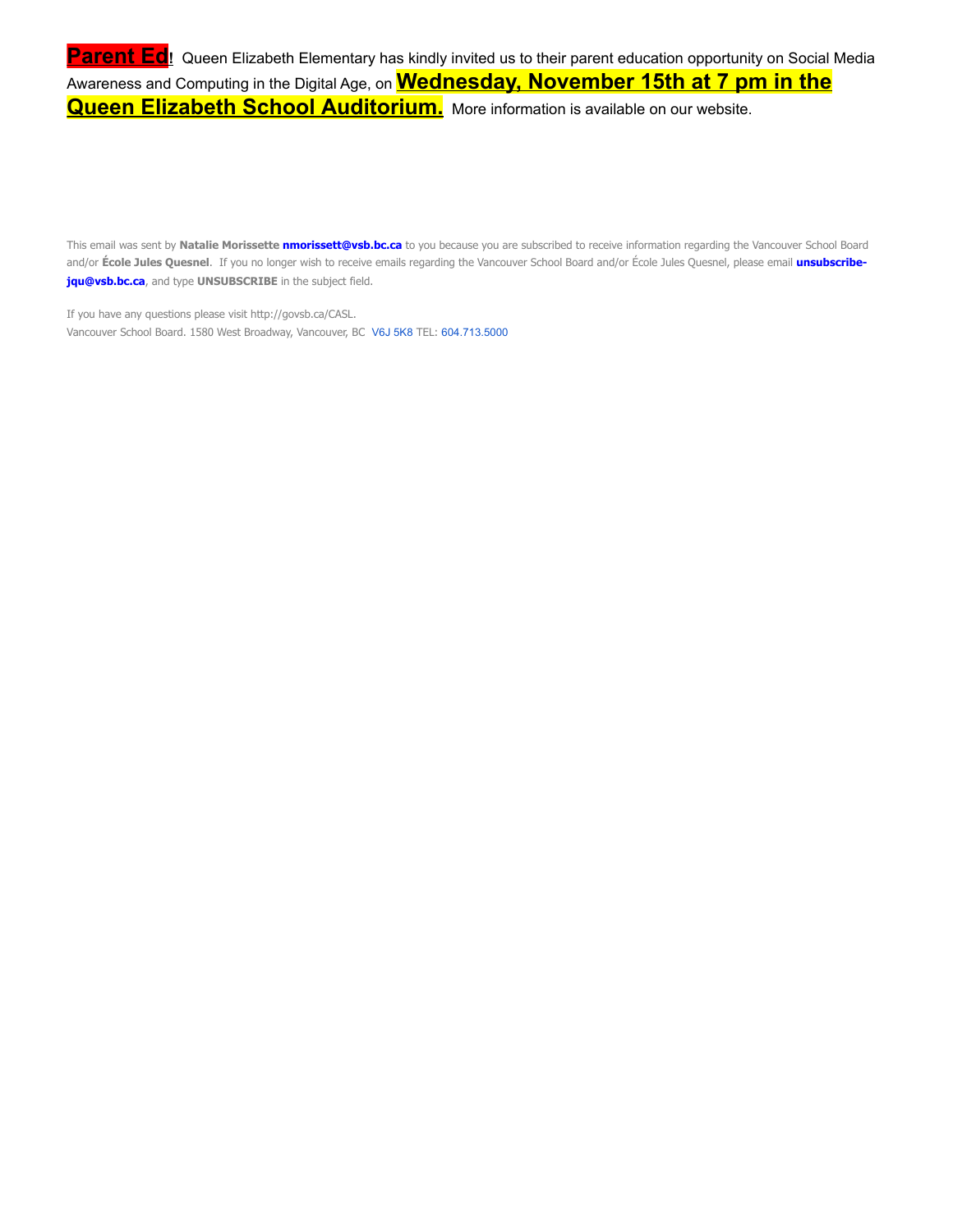**Parent Ed!** Queen Elizabeth Elementary has kindly invited us to their parent education opportunity on Social Media Awareness and Computing in the Digital Age, on **Wednesday, November 15th at 7 pm in the Queen Elizabeth School Auditorium.** More information is available on our website.

This email was sent by **Natalie Morissette** **nmorissett@vsb.bc.ca** to you because you are subscribed to receive information regarding the Vancouver School Board and/or **École Jules Quesnel**. If you no longer wish to receive emails regarding the Vancouver School Board and/or École Jules Quesnel, please email **unsubscribe-jqu@vsb.bc.ca**, and type **UNSUBSCRIBE** in the subject field.

If you have any questions please visit http://govsb.ca/CASL.
Vancouver School Board. 1580 West Broadway, Vancouver, BC V6J 5K8 TEL: 604.713.5000